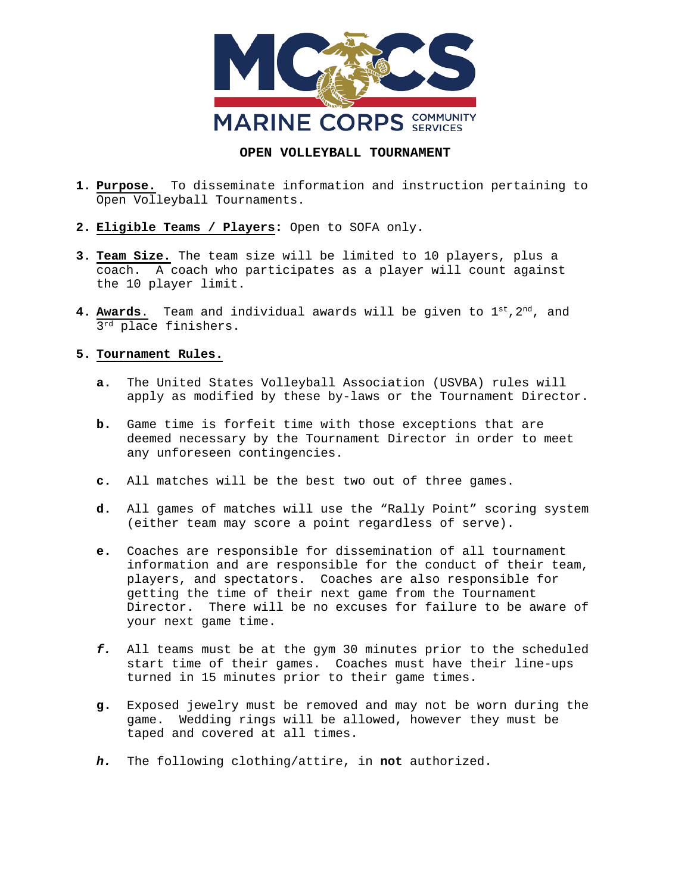MCCS MARINE CORPS COMMUNITY SERVICES

# OPEN VOLLEYBALL TOURNAMENT

1. **Purpose.** To disseminate information and instruction pertaining to Open Volleyball Tournaments.

2. **Eligible Teams / Players:** Open to SOFA only.

3. **Team Size.** The team size will be limited to 10 players, plus a coach. A coach who participates as a player will count against the 10 player limit.

4. **Awards.** Team and individual awards will be given to 1st, 2nd, and 3rd place finishers.

5. **Tournament Rules.**

   **a.** The United States Volleyball Association (USVBA) rules will apply as modified by these by-laws or the Tournament Director.

   **b.** Game time is forfeit time with those exceptions that are deemed necessary by the Tournament Director in order to meet any unforeseen contingencies.

   **c.** All matches will be the best two out of three games.

   **d.** All games of matches will use the "Rally Point" scoring system (either team may score a point regardless of serve).

   **e.** Coaches are responsible for dissemination of all tournament information and are responsible for the conduct of their team, players, and spectators. Coaches are also responsible for getting the time of their next game from the Tournament Director. There will be no excuses for failure to be aware of your next game time.

   ***f.*** All teams must be at the gym 30 minutes prior to the scheduled start time of their games. Coaches must have their line-ups turned in 15 minutes prior to their game times.

   **g.** Exposed jewelry must be removed and may not be worn during the game. Wedding rings will be allowed, however they must be taped and covered at all times.

   ***h.*** The following clothing/attire, in **not** authorized.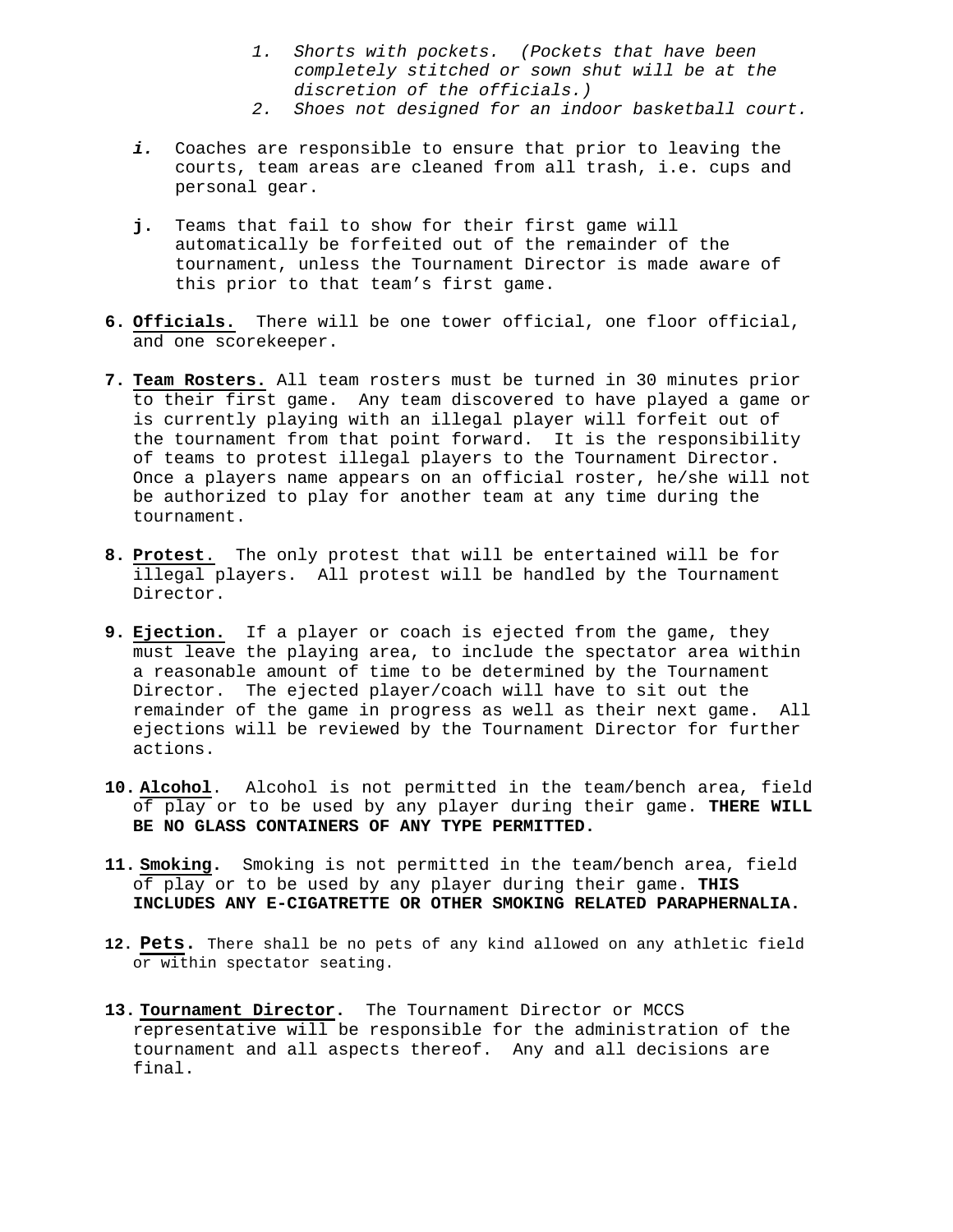1. *Shorts with pockets. (Pockets that have been completely stitched or sown shut will be at the discretion of the officials.)*
2. *Shoes not designed for an indoor basketball court.*

- ***i.*** Coaches are responsible to ensure that prior to leaving the courts, team areas are cleaned from all trash, i.e. cups and personal gear.

- **j.** Teams that fail to show for their first game will automatically be forfeited out of the remainder of the tournament, unless the Tournament Director is made aware of this prior to that team's first game.

6. **Officials.** There will be one tower official, one floor official, and one scorekeeper.

7. **Team Rosters.** All team rosters must be turned in 30 minutes prior to their first game. Any team discovered to have played a game or is currently playing with an illegal player will forfeit out of the tournament from that point forward. It is the responsibility of teams to protest illegal players to the Tournament Director. Once a players name appears on an official roster, he/she will not be authorized to play for another team at any time during the tournament.

8. **Protest.** The only protest that will be entertained will be for illegal players. All protest will be handled by the Tournament Director.

9. **Ejection.** If a player or coach is ejected from the game, they must leave the playing area, to include the spectator area within a reasonable amount of time to be determined by the Tournament Director. The ejected player/coach will have to sit out the remainder of the game in progress as well as their next game. All ejections will be reviewed by the Tournament Director for further actions.

10. **Alcohol**. Alcohol is not permitted in the team/bench area, field of play or to be used by any player during their game. **THERE WILL BE NO GLASS CONTAINERS OF ANY TYPE PERMITTED.**

11. **Smoking.** Smoking is not permitted in the team/bench area, field of play or to be used by any player during their game. **THIS INCLUDES ANY E-CIGATRETTE OR OTHER SMOKING RELATED PARAPHERNALIA.**

12. **Pets.** There shall be no pets of any kind allowed on any athletic field or within spectator seating.

13. **Tournament Director.** The Tournament Director or MCCS representative will be responsible for the administration of the tournament and all aspects thereof. Any and all decisions are final.